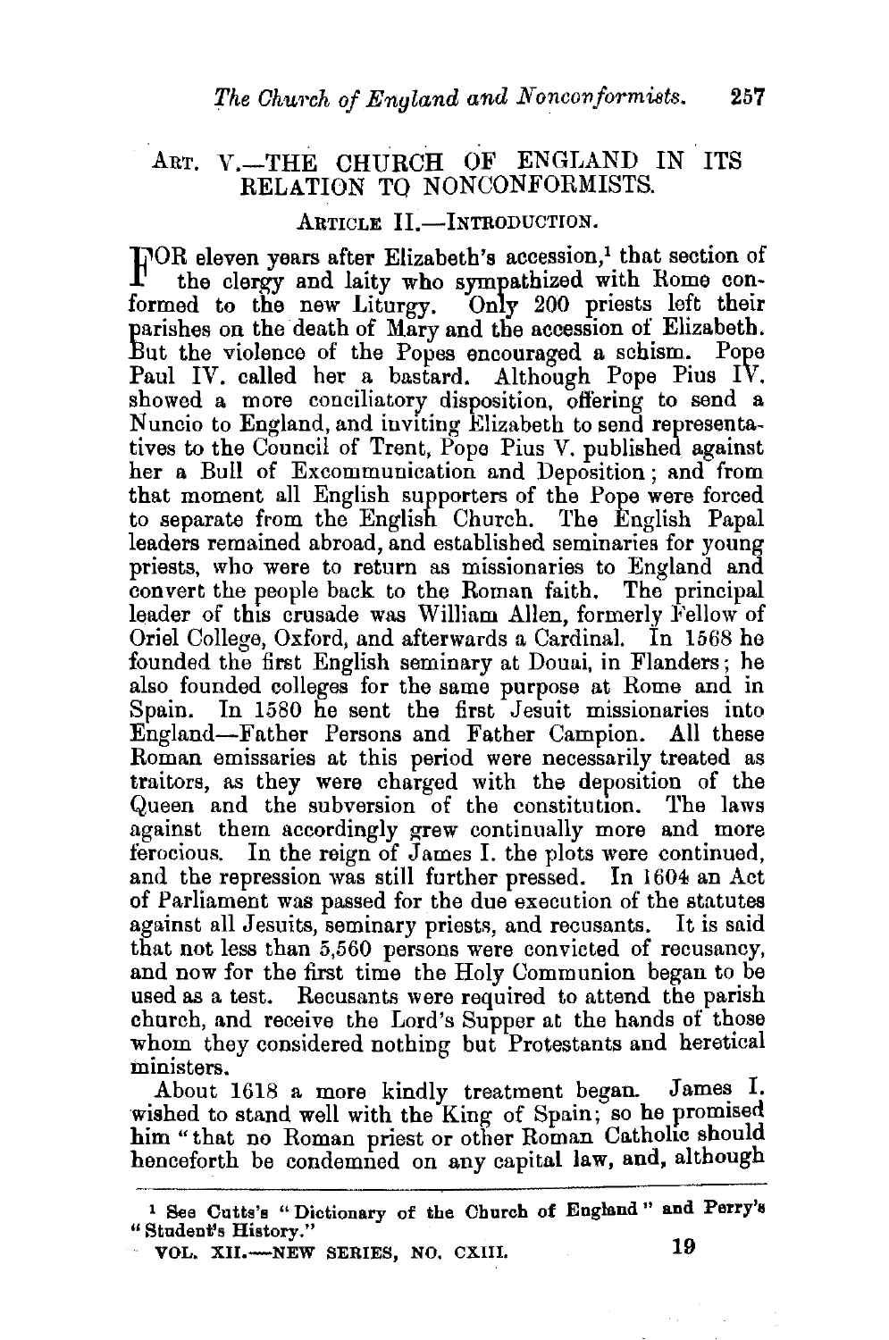## ART. V.—THE CHURCH OF ENGLAND IN ITS RELATION TO NONCONFORMISTS.

### ARTICLE II.—INTRODUCTION.

FOR eleven years after Elizabeth's accession,[1] that section of the clergy and laity who sympathized with Rome conformed to the new Liturgy. Only 200 priests left their parishes on the death of Mary and the accession of Elizabeth. But the violence of the Popes encouraged a schism. Pope Paul IV. called her a bastard. Although Pope Pius IV. showed a more conciliatory disposition, offering to send a Nuncio to England, and inviting Elizabeth to send representatives to the Council of Trent, Pope Pius V. published against her a Bull of Excommunication and Deposition; and from that moment all English supporters of the Pope were forced to separate from the English Church. The English Papal leaders remained abroad, and established seminaries for young priests, who were to return as missionaries to England and convert the people back to the Roman faith. The principal leader of this crusade was William Allen, formerly Fellow of Oriel College, Oxford, and afterwards a Cardinal. In 1568 he founded the first English seminary at Douai, in Flanders; he also founded colleges for the same purpose at Rome and in Spain. In 1580 he sent the first Jesuit missionaries into England—Father Persons and Father Campion. All these Roman emissaries at this period were necessarily treated as traitors, as they were charged with the deposition of the Queen and the subversion of the constitution. The laws against them accordingly grew continually more and more ferocious. In the reign of James I. the plots were continued, and the repression was still further pressed. In 1604 an Act of Parliament was passed for the due execution of the statutes against all Jesuits, seminary priests, and recusants. It is said that not less than 5,560 persons were convicted of recusancy, and now for the first time the Holy Communion began to be used as a test. Recusants were required to attend the parish church, and receive the Lord's Supper at the hands of those whom they considered nothing but Protestants and heretical ministers.

About 1618 a more kindly treatment began. James I. wished to stand well with the King of Spain; so he promised him "that no Roman priest or other Roman Catholic should henceforth be condemned on any capital law, and, although

---

[1] See Cutts's "Dictionary of the Church of England" and Perry's "Student's History."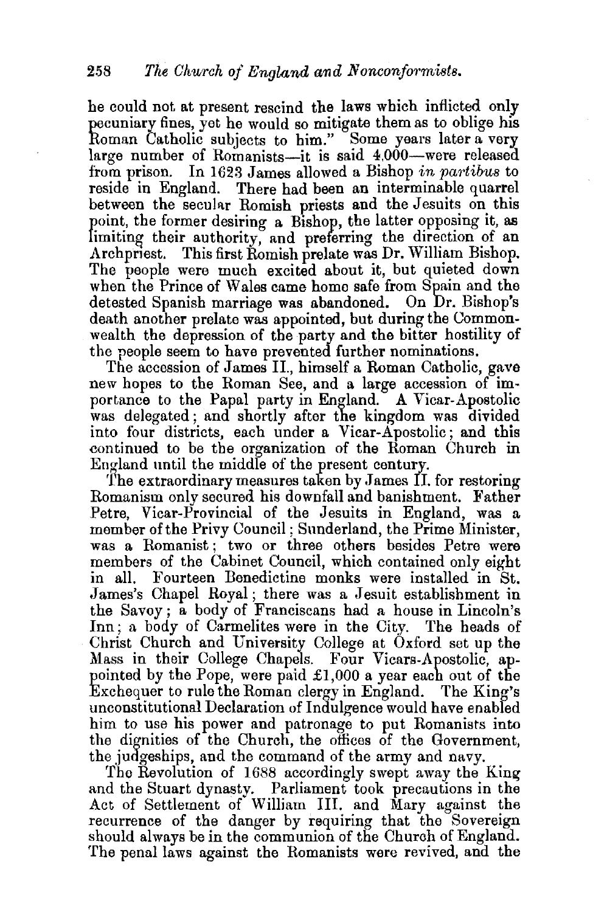he could not at present rescind the laws which inflicted only pecuniary fines, yet he would so mitigate them as to oblige his Roman Catholic subjects to him." Some years later a very large number of Romanists—it is said 4,000—were released from prison. In 1623 James allowed a Bishop *in partibus* to reside in England. There had been an interminable quarrel between the secular Romish priests and the Jesuits on this point, the former desiring a Bishop, the latter opposing it, as limiting their authority, and preferring the direction of an Archpriest. This first Romish prelate was Dr. William Bishop. The people were much excited about it, but quieted down when the Prince of Wales came home safe from Spain and the detested Spanish marriage was abandoned. On Dr. Bishop's death another prelate was appointed, but during the Commonwealth the depression of the party and the bitter hostility of the people seem to have prevented further nominations.

The accession of James II., himself a Roman Catholic, gave new hopes to the Roman See, and a large accession of importance to the Papal party in England. A Vicar-Apostolic was delegated; and shortly after the kingdom was divided into four districts, each under a Vicar-Apostolic; and this continued to be the organization of the Roman Church in England until the middle of the present century.

The extraordinary measures taken by James II. for restoring Romanism only secured his downfall and banishment. Father Petre, Vicar-Provincial of the Jesuits in England, was a member of the Privy Council; Sunderland, the Prime Minister, was a Romanist; two or three others besides Petre were members of the Cabinet Council, which contained only eight in all. Fourteen Benedictine monks were installed in St. James's Chapel Royal; there was a Jesuit establishment in the Savoy; a body of Franciscans had a house in Lincoln's Inn; a body of Carmelites were in the City. The heads of Christ Church and University College at Oxford set up the Mass in their College Chapels. Four Vicars-Apostolic, appointed by the Pope, were paid £1,000 a year each out of the Exchequer to rule the Roman clergy in England. The King's unconstitutional Declaration of Indulgence would have enabled him to use his power and patronage to put Romanists into the dignities of the Church, the offices of the Government, the judgeships, and the command of the army and navy.

The Revolution of 1688 accordingly swept away the King and the Stuart dynasty. Parliament took precautions in the Act of Settlement of William III. and Mary against the recurrence of the danger by requiring that the Sovereign should always be in the communion of the Church of England. The penal laws against the Romanists were revived, and the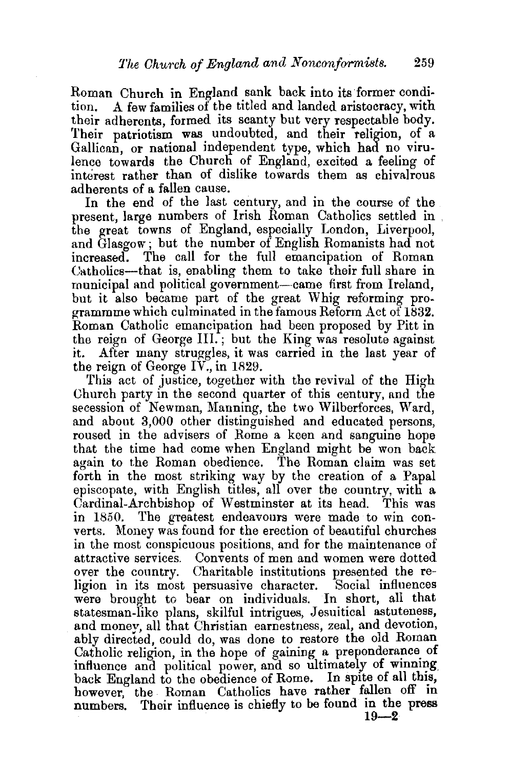Roman Church in England sank back into its former condition. A few families of the titled and landed aristocracy, with their adherents, formed its scanty but very respectable body. Their patriotism was undoubted, and their religion, of a Gallican, or national independent type, which had no virulence towards the Church of England, excited a feeling of interest rather than of dislike towards them as chivalrous adherents of a fallen cause.

In the end of the last century, and in the course of the present, large numbers of Irish Roman Catholics settled in the great towns of England, especially London, Liverpool, and Glasgow; but the number of English Romanists had not increased. The call for the full emancipation of Roman Catholics—that is, enabling them to take their full share in municipal and political government—came first from Ireland, but it also became part of the great Whig reforming programmme which culminated in the famous Reform Act of 1832. Roman Catholic emancipation had been proposed by Pitt in the reign of George III.; but the King was resolute against it. After many struggles, it was carried in the last year of the reign of George IV., in 1829.

This act of justice, together with the revival of the High Church party in the second quarter of this century, and the secession of Newman, Manning, the two Wilberforces, Ward, and about 3,000 other distinguished and educated persons, roused in the advisers of Rome a keen and sanguine hope that the time had come when England might be won back again to the Roman obedience. The Roman claim was set forth in the most striking way by the creation of a Papal episcopate, with English titles, all over the country, with a Cardinal-Archbishop of Westminster at its head. This was in 1850. The greatest endeavours were made to win converts. Money was found for the erection of beautiful churches in the most conspicuous positions, and for the maintenance of attractive services. Convents of men and women were dotted over the country. Charitable institutions presented the religion in its most persuasive character. Social influences were brought to bear on individuals. In short, all that statesman-like plans, skilful intrigues, Jesuitical astuteness, and money, all that Christian earnestness, zeal, and devotion, ably directed, could do, was done to restore the old Roman Catholic religion, in the hope of gaining a preponderance of influence and political power, and so ultimately of winning back England to the obedience of Rome. In spite of all this, however, the Roman Catholics have rather fallen off in numbers. Their influence is chiefly to be found in the press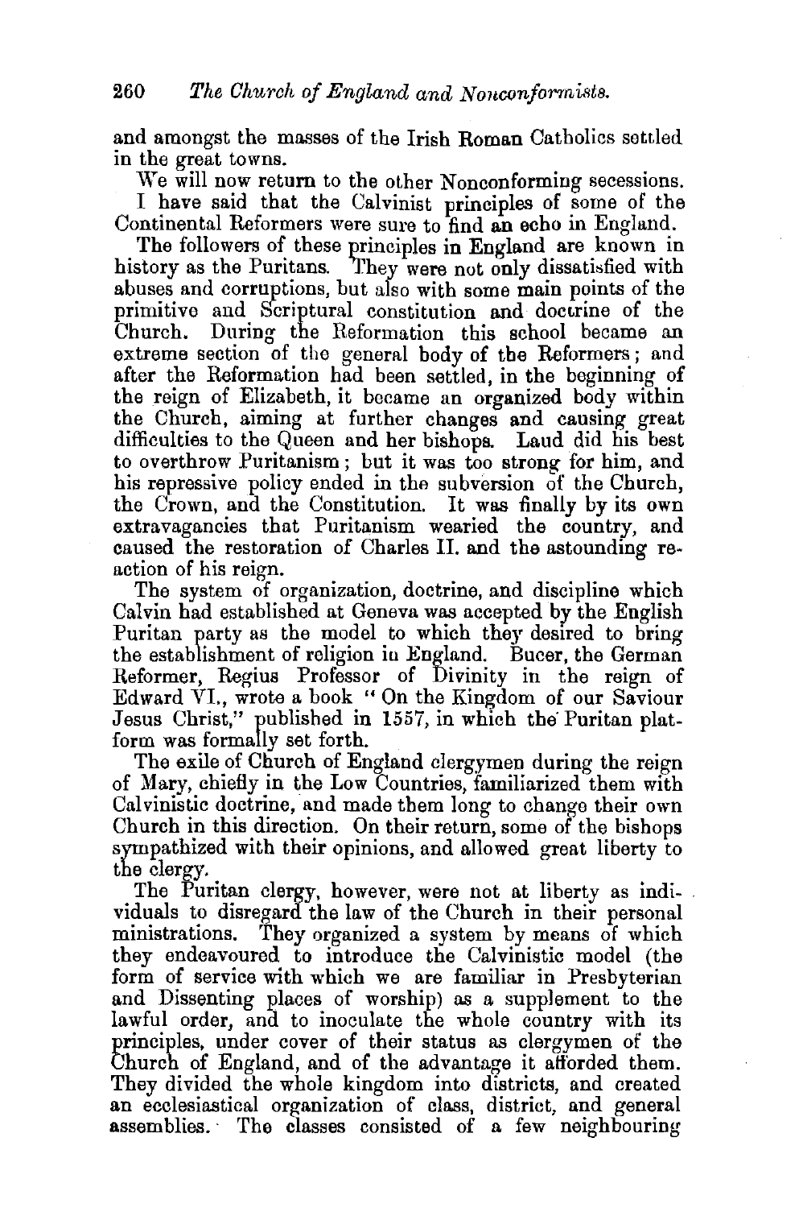and amongst the masses of the Irish Roman Catholics settled in the great towns.

We will now return to the other Nonconforming secessions. I have said that the Calvinist principles of some of the Continental Reformers were sure to find an echo in England.

The followers of these principles in England are known in history as the Puritans. They were not only dissatisfied with abuses and corruptions, but also with some main points of the primitive and Scriptural constitution and doctrine of the Church. During the Reformation this school became an extreme section of the general body of the Reformers; and after the Reformation had been settled, in the beginning of the reign of Elizabeth, it became an organized body within the Church, aiming at further changes and causing great difficulties to the Queen and her bishops. Laud did his best to overthrow Puritanism; but it was too strong for him, and his repressive policy ended in the subversion of the Church, the Crown, and the Constitution. It was finally by its own extravagancies that Puritanism wearied the country, and caused the restoration of Charles II. and the astounding reaction of his reign.

The system of organization, doctrine, and discipline which Calvin had established at Geneva was accepted by the English Puritan party as the model to which they desired to bring the establishment of religion in England. Bucer, the German Reformer, Regius Professor of Divinity in the reign of Edward VI., wrote a book "On the Kingdom of our Saviour Jesus Christ," published in 1557, in which the Puritan platform was formally set forth.

The exile of Church of England clergymen during the reign of Mary, chiefly in the Low Countries, familiarized them with Calvinistic doctrine, and made them long to change their own Church in this direction. On their return, some of the bishops sympathized with their opinions, and allowed great liberty to the clergy.

The Puritan clergy, however, were not at liberty as individuals to disregard the law of the Church in their personal ministrations. They organized a system by means of which they endeavoured to introduce the Calvinistic model (the form of service with which we are familiar in Presbyterian and Dissenting places of worship) as a supplement to the lawful order, and to inoculate the whole country with its principles, under cover of their status as clergymen of the Church of England, and of the advantage it afforded them. They divided the whole kingdom into districts, and created an ecclesiastical organization of class, district, and general assemblies. The classes consisted of a few neighbouring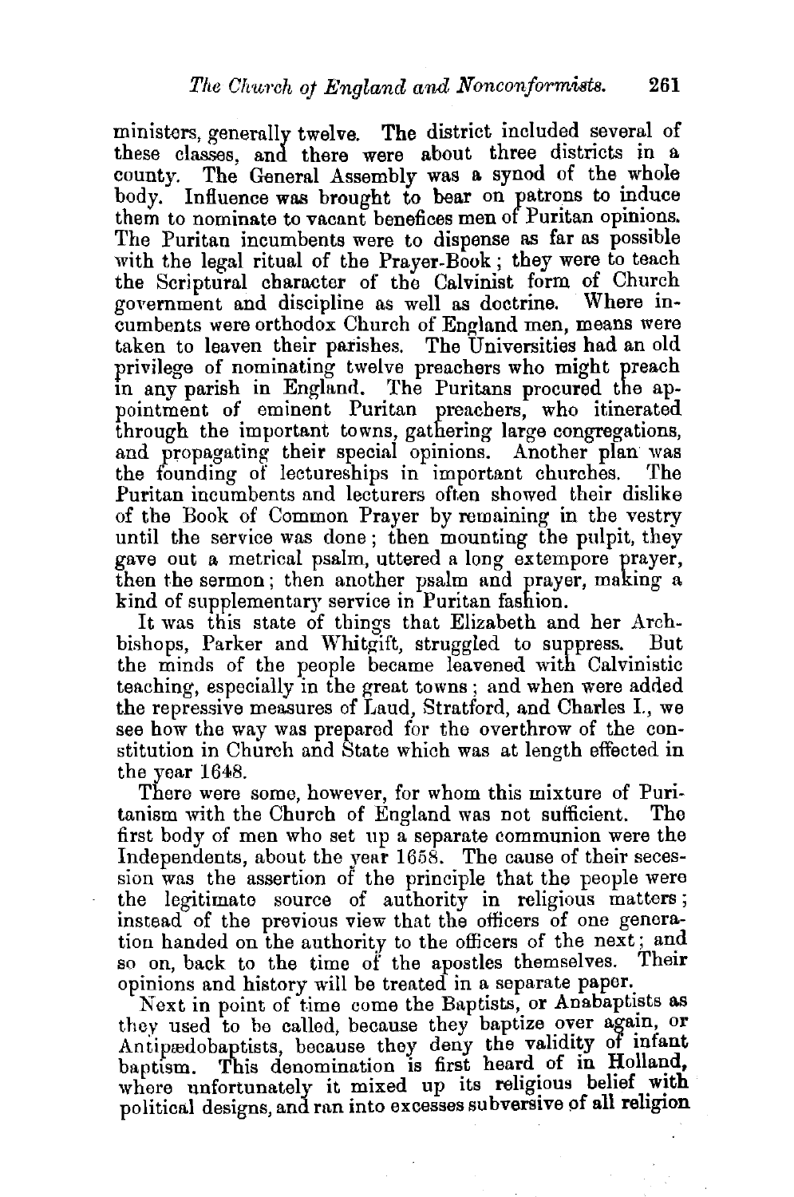ministers, generally twelve. The district included several of these classes, and there were about three districts in a county. The General Assembly was a synod of the whole body. Influence was brought to bear on patrons to induce them to nominate to vacant benefices men of Puritan opinions. The Puritan incumbents were to dispense as far as possible with the legal ritual of the Prayer-Book; they were to teach the Scriptural character of the Calvinist form of Church government and discipline as well as doctrine. Where incumbents were orthodox Church of England men, means were taken to leaven their parishes. The Universities had an old privilege of nominating twelve preachers who might preach in any parish in England. The Puritans procured the appointment of eminent Puritan preachers, who itinerated through the important towns, gathering large congregations, and propagating their special opinions. Another plan was the founding of lectureships in important churches. The Puritan incumbents and lecturers often showed their dislike of the Book of Common Prayer by remaining in the vestry until the service was done; then mounting the pulpit, they gave out a metrical psalm, uttered a long extempore prayer, then the sermon; then another psalm and prayer, making a kind of supplementary service in Puritan fashion.

It was this state of things that Elizabeth and her Archbishops, Parker and Whitgift, struggled to suppress. But the minds of the people became leavened with Calvinistic teaching, especially in the great towns; and when were added the repressive measures of Laud, Stratford, and Charles I., we see how the way was prepared for the overthrow of the constitution in Church and State which was at length effected in the year 1648.

There were some, however, for whom this mixture of Puritanism with the Church of England was not sufficient. The first body of men who set up a separate communion were the Independents, about the year 1658. The cause of their secession was the assertion of the principle that the people were the legitimate source of authority in religious matters; instead of the previous view that the officers of one generation handed on the authority to the officers of the next; and so on, back to the time of the apostles themselves. Their opinions and history will be treated in a separate paper.

Next in point of time come the Baptists, or Anabaptists as they used to be called, because they baptize over again, or Antipædobaptists, because they deny the validity of infant baptism. This denomination is first heard of in Holland, where unfortunately it mixed up its religious belief with political designs, and ran into excesses subversive of all religion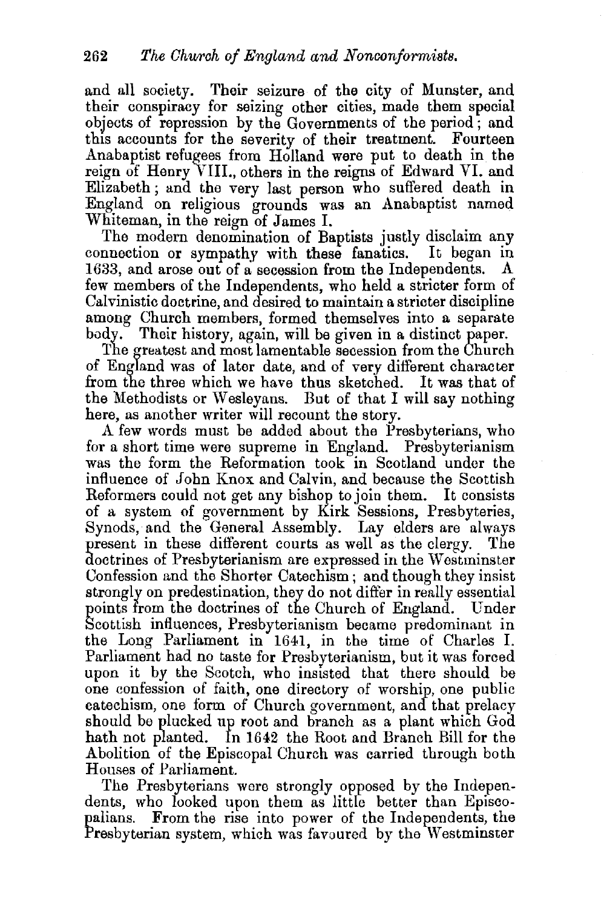and all society. Their seizure of the city of Munster, and their conspiracy for seizing other cities, made them special objects of repression by the Governments of the period; and this accounts for the severity of their treatment. Fourteen Anabaptist refugees from Holland were put to death in the reign of Henry VIII., others in the reigns of Edward VI. and Elizabeth; and the very last person who suffered death in England on religious grounds was an Anabaptist named Whiteman, in the reign of James I.

The modern denomination of Baptists justly disclaim any connection or sympathy with these fanatics. It began in 1633, and arose out of a secession from the Independents. A few members of the Independents, who held a stricter form of Calvinistic doctrine, and desired to maintain a stricter discipline among Church members, formed themselves into a separate body. Their history, again, will be given in a distinct paper.

The greatest and most lamentable secession from the Church of England was of later date, and of very different character from the three which we have thus sketched. It was that of the Methodists or Wesleyans. But of that I will say nothing here, as another writer will recount the story.

A few words must be added about the Presbyterians, who for a short time were supreme in England. Presbyterianism was the form the Reformation took in Scotland under the influence of John Knox and Calvin, and because the Scottish Reformers could not get any bishop to join them. It consists of a system of government by Kirk Sessions, Presbyteries, Synods, and the General Assembly. Lay elders are always present in these different courts as well as the clergy. The doctrines of Presbyterianism are expressed in the Westminster Confession and the Shorter Catechism; and though they insist strongly on predestination, they do not differ in really essential points from the doctrines of the Church of England. Under Scottish influences, Presbyterianism became predominant in the Long Parliament in 1641, in the time of Charles I. Parliament had no taste for Presbyterianism, but it was forced upon it by the Scotch, who insisted that there should be one confession of faith, one directory of worship, one public catechism, one form of Church government, and that prelacy should be plucked up root and branch as a plant which God hath not planted. In 1642 the Root and Branch Bill for the Abolition of the Episcopal Church was carried through both Houses of Parliament.

The Presbyterians were strongly opposed by the Independents, who looked upon them as little better than Episcopalians. From the rise into power of the Independents, the Presbyterian system, which was favoured by the Westminster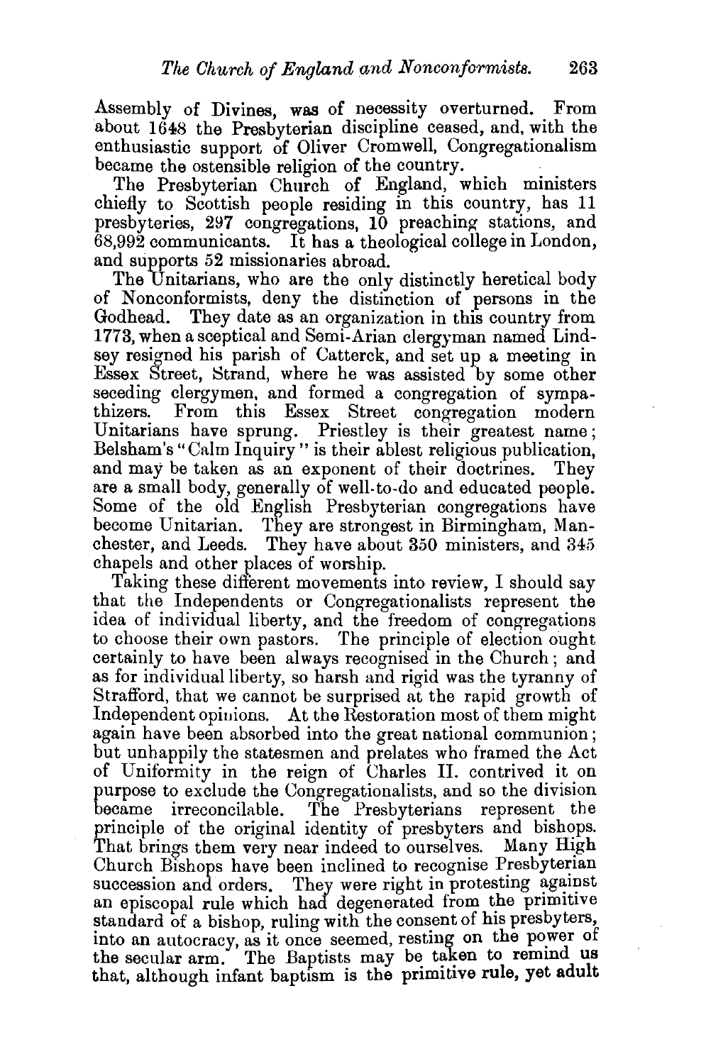Assembly of Divines, was of necessity overturned. From about 1648 the Presbyterian discipline ceased, and, with the enthusiastic support of Oliver Cromwell, Congregationalism became the ostensible religion of the country.

The Presbyterian Church of England, which ministers chiefly to Scottish people residing in this country, has 11 presbyteries, 297 congregations, 10 preaching stations, and 68,992 communicants. It has a theological college in London, and supports 52 missionaries abroad.

The Unitarians, who are the only distinctly heretical body of Nonconformists, deny the distinction of persons in the Godhead. They date as an organization in this country from 1773, when a sceptical and Semi-Arian clergyman named Lindsey resigned his parish of Catterck, and set up a meeting in Essex Street, Strand, where he was assisted by some other seceding clergymen, and formed a congregation of sympathizers. From this Essex Street congregation modern Unitarians have sprung. Priestley is their greatest name; Belsham's "Calm Inquiry" is their ablest religious publication, and may be taken as an exponent of their doctrines. They are a small body, generally of well-to-do and educated people. Some of the old English Presbyterian congregations have become Unitarian. They are strongest in Birmingham, Manchester, and Leeds. They have about 350 ministers, and 345 chapels and other places of worship.

Taking these different movements into review, I should say that the Independents or Congregationalists represent the idea of individual liberty, and the freedom of congregations to choose their own pastors. The principle of election ought certainly to have been always recognised in the Church; and as for individual liberty, so harsh and rigid was the tyranny of Strafford, that we cannot be surprised at the rapid growth of Independent opinions. At the Restoration most of them might again have been absorbed into the great national communion; but unhappily the statesmen and prelates who framed the Act of Uniformity in the reign of Charles II. contrived it on purpose to exclude the Congregationalists, and so the division became irreconcilable. The Presbyterians represent the principle of the original identity of presbyters and bishops. That brings them very near indeed to ourselves. Many High Church Bishops have been inclined to recognise Presbyterian succession and orders. They were right in protesting against an episcopal rule which had degenerated from the primitive standard of a bishop, ruling with the consent of his presbyters, into an autocracy, as it once seemed, resting on the power of the secular arm. The Baptists may be taken to remind us that, although infant baptism is the primitive rule, yet adult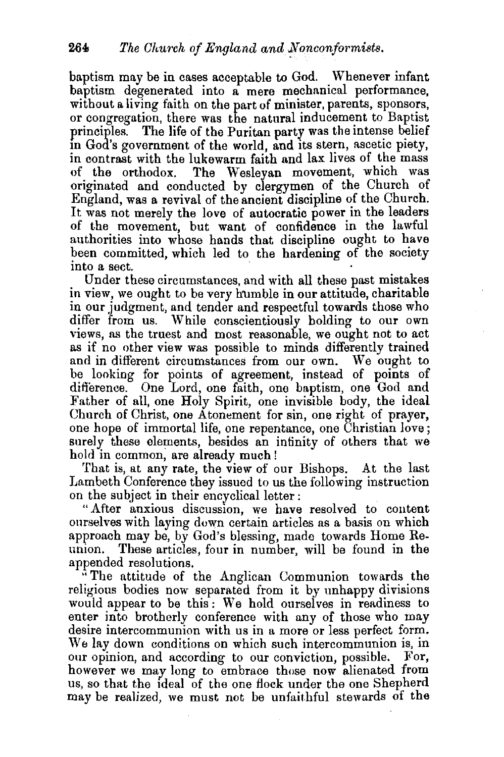baptism may be in cases acceptable to God. Whenever infant baptism degenerated into a mere mechanical performance, without a living faith on the part of minister, parents, sponsors, or congregation, there was the natural inducement to Baptist principles. The life of the Puritan party was the intense belief in God's government of the world, and its stern, ascetic piety, in contrast with the lukewarm faith and lax lives of the mass of the orthodox. The Wesleyan movement, which was originated and conducted by clergymen of the Church of England, was a revival of the ancient discipline of the Church. It was not merely the love of autocratic power in the leaders of the movement, but want of confidence in the lawful authorities into whose hands that discipline ought to have been committed, which led to the hardening of the society into a sect.

Under these circumstances, and with all these past mistakes in view, we ought to be very humble in our attitude, charitable in our judgment, and tender and respectful towards those who differ from us. While conscientiously holding to our own views, as the truest and most reasonable, we ought not to act as if no other view was possible to minds differently trained and in different circumstances from our own. We ought to be looking for points of agreement, instead of points of difference. One Lord, one faith, one baptism, one God and Father of all, one Holy Spirit, one invisible body, the ideal Church of Christ, one Atonement for sin, one right of prayer, one hope of immortal life, one repentance, one Christian love; surely these elements, besides an infinity of others that we hold in common, are already much!

That is, at any rate, the view of our Bishops. At the last Lambeth Conference they issued to us the following instruction on the subject in their encyclical letter:

"After anxious discussion, we have resolved to content ourselves with laying down certain articles as a basis on which approach may be, by God's blessing, made towards Home Reunion. These articles, four in number, will be found in the appended resolutions.

"The attitude of the Anglican Communion towards the religious bodies now separated from it by unhappy divisions would appear to be this: We hold ourselves in readiness to enter into brotherly conference with any of those who may desire intercommunion with us in a more or less perfect form. We lay down conditions on which such intercommunion is, in our opinion, and according to our conviction, possible. For, however we may long to embrace those now alienated from us, so that the ideal of the one flock under the one Shepherd may be realized, we must not be unfaithful stewards of the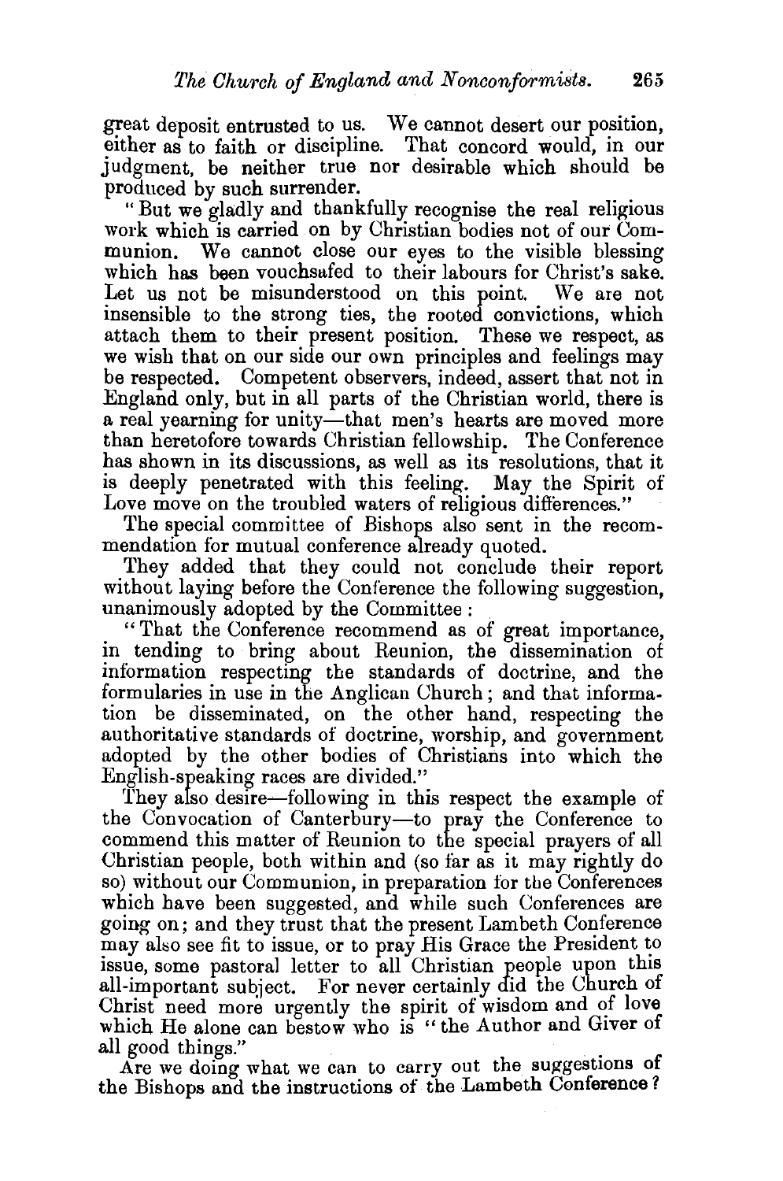great deposit entrusted to us. We cannot desert our position, either as to faith or discipline. That concord would, in our judgment, be neither true nor desirable which should be produced by such surrender.

"But we gladly and thankfully recognise the real religious work which is carried on by Christian bodies not of our Communion. We cannot close our eyes to the visible blessing which has been vouchsafed to their labours for Christ's sake. Let us not be misunderstood on this point. We are not insensible to the strong ties, the rooted convictions, which attach them to their present position. These we respect, as we wish that on our side our own principles and feelings may be respected. Competent observers, indeed, assert that not in England only, but in all parts of the Christian world, there is a real yearning for unity—that men's hearts are moved more than heretofore towards Christian fellowship. The Conference has shown in its discussions, as well as its resolutions, that it is deeply penetrated with this feeling. May the Spirit of Love move on the troubled waters of religious differences."

The special committee of Bishops also sent in the recommendation for mutual conference already quoted.

They added that they could not conclude their report without laying before the Conference the following suggestion, unanimously adopted by the Committee:

"That the Conference recommend as of great importance, in tending to bring about Reunion, the dissemination of information respecting the standards of doctrine, and the formularies in use in the Anglican Church; and that information be disseminated, on the other hand, respecting the authoritative standards of doctrine, worship, and government adopted by the other bodies of Christians into which the English-speaking races are divided."

They also desire—following in this respect the example of the Convocation of Canterbury—to pray the Conference to commend this matter of Reunion to the special prayers of all Christian people, both within and (so far as it may rightly do so) without our Communion, in preparation for the Conferences which have been suggested, and while such Conferences are going on; and they trust that the present Lambeth Conference may also see fit to issue, or to pray His Grace the President to issue, some pastoral letter to all Christian people upon this all-important subject. For never certainly did the Church of Christ need more urgently the spirit of wisdom and of love which He alone can bestow who is "the Author and Giver of all good things."

Are we doing what we can to carry out the suggestions of the Bishops and the instructions of the Lambeth Conference?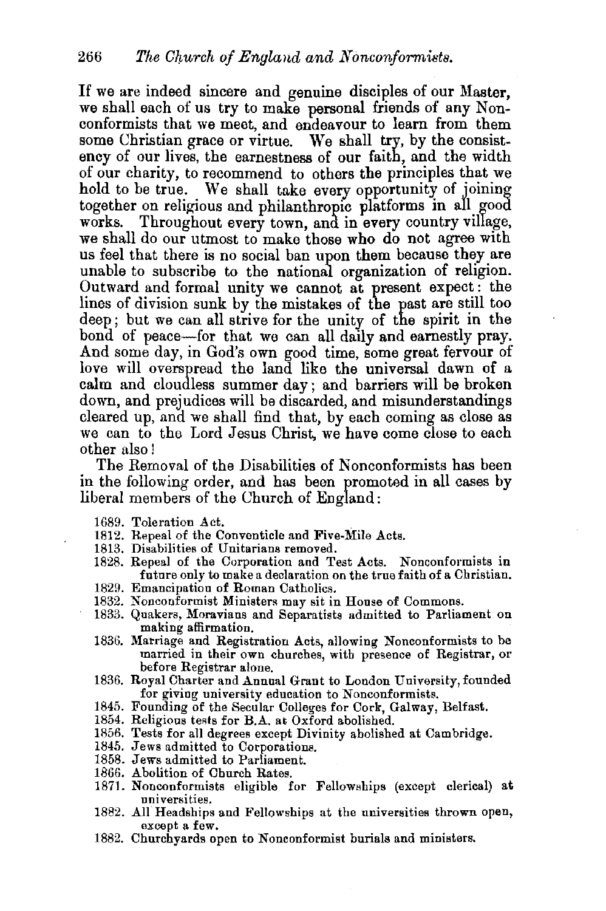If we are indeed sincere and genuine disciples of our Master, we shall each of us try to make personal friends of any Nonconformists that we meet, and endeavour to learn from them some Christian grace or virtue. We shall try, by the consistency of our lives, the earnestness of our faith, and the width of our charity, to recommend to others the principles that we hold to be true. We shall take every opportunity of joining together on religious and philanthropic platforms in all good works. Throughout every town, and in every country village, we shall do our utmost to make those who do not agree with us feel that there is no social ban upon them because they are unable to subscribe to the national organization of religion. Outward and formal unity we cannot at present expect: the lines of division sunk by the mistakes of the past are still too deep; but we can all strive for the unity of the spirit in the bond of peace—for that we can all daily and earnestly pray. And some day, in God's own good time, some great fervour of love will overspread the land like the universal dawn of a calm and cloudless summer day; and barriers will be broken down, and prejudices will be discarded, and misunderstandings cleared up, and we shall find that, by each coming as close as we can to the Lord Jesus Christ, we have come close to each other also!

The Removal of the Disabilities of Nonconformists has been in the following order, and has been promoted in all cases by liberal members of the Church of England:

- 1689. Toleration Act.
- 1812. Repeal of the Conventicle and Five-Mile Acts.
- 1813. Disabilities of Unitarians removed.
- 1828. Repeal of the Corporation and Test Acts. Nonconformists in future only to make a declaration on the true faith of a Christian.
- 1829. Emancipation of Roman Catholics.
- 1832. Nonconformist Ministers may sit in House of Commons.
- 1833. Quakers, Moravians and Separatists admitted to Parliament on making affirmation.
- 1836. Marriage and Registration Acts, allowing Nonconformists to be married in their own churches, with presence of Registrar, or before Registrar alone.
- 1836. Royal Charter and Annual Grant to London University, founded for giving university education to Nonconformists.
- 1845. Founding of the Secular Colleges for Cork, Galway, Belfast.
- 1854. Religious tests for B.A. at Oxford abolished.
- 1856. Tests for all degrees except Divinity abolished at Cambridge.
- 1845. Jews admitted to Corporations.
- 1858. Jews admitted to Parliament.
- 1866. Abolition of Church Rates.
- 1871. Nonconformists eligible for Fellowships (except clerical) at universities.
- 1882. All Headships and Fellowships at the universities thrown open, except a few.
- 1882. Churchyards open to Nonconformist burials and ministers.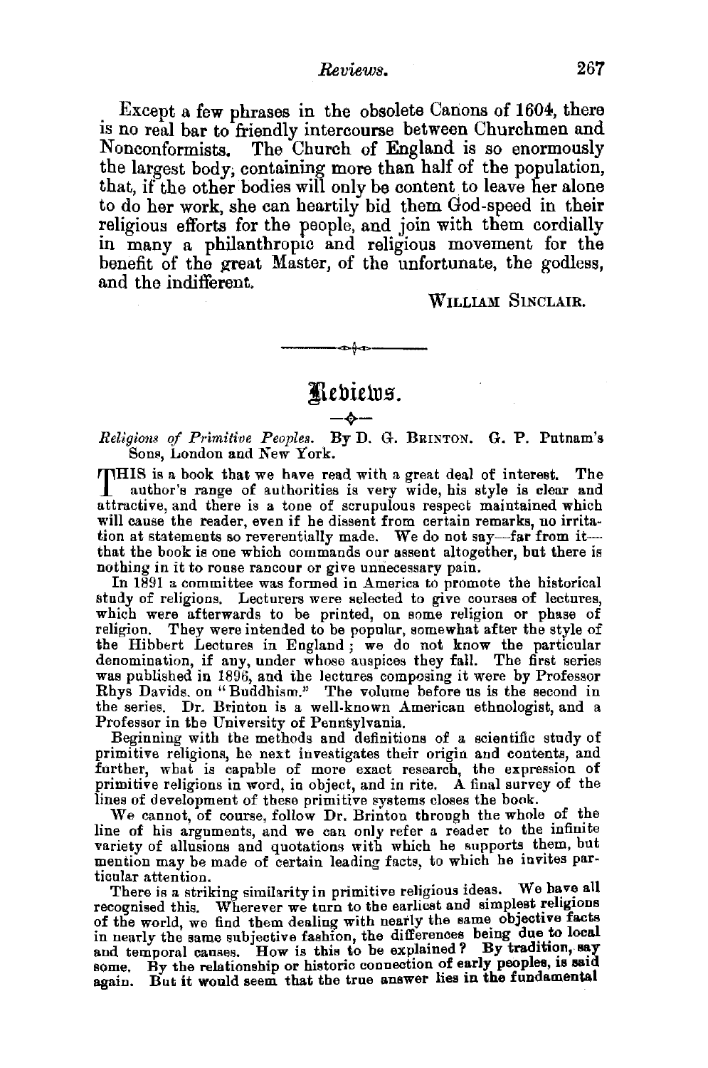Except a few phrases in the obsolete Canons of 1604, there is no real bar to friendly intercourse between Churchmen and Nonconformists. The Church of England is so enormously the largest body, containing more than half of the population, that, if the other bodies will only be content to leave her alone to do her work, she can heartily bid them God-speed in their religious efforts for the people, and join with them cordially in many a philanthropic and religious movement for the benefit of the great Master, of the unfortunate, the godless, and the indifferent.

WILLIAM SINCLAIR.

---

# Reviews.

*Religions of Primitive Peoples.* By D. G. BRINTON. G. P. Putnam's Sons, London and New York.

THIS is a book that we have read with a great deal of interest. The author's range of authorities is very wide, his style is clear and attractive, and there is a tone of scrupulous respect maintained which will cause the reader, even if he dissent from certain remarks, no irritation at statements so reverentially made. We do not say—far from it—that the book is one which commands our assent altogether, but there is nothing in it to rouse rancour or give unnecessary pain.

In 1891 a committee was formed in America to promote the historical study of religions. Lecturers were selected to give courses of lectures, which were afterwards to be printed, on some religion or phase of religion. They were intended to be popular, somewhat after the style of the Hibbert Lectures in England; we do not know the particular denomination, if any, under whose auspices they fall. The first series was published in 1896, and the lectures composing it were by Professor Rhys Davids, on "Buddhism." The volume before us is the second in the series. Dr. Brinton is a well-known American ethnologist, and a Professor in the University of Pennsylvania.

Beginning with the methods and definitions of a scientific study of primitive religions, he next investigates their origin and contents, and further, what is capable of more exact research, the expression of primitive religions in word, in object, and in rite. A final survey of the lines of development of these primitive systems closes the book.

We cannot, of course, follow Dr. Brinton through the whole of the line of his arguments, and we can only refer a reader to the infinite variety of allusions and quotations with which he supports them, but mention may be made of certain leading facts, to which he invites particular attention.

There is a striking similarity in primitive religious ideas. We have all recognised this. Wherever we turn to the earliest and simplest religions of the world, we find them dealing with nearly the same objective facts in nearly the same subjective fashion, the differences being due to local and temporal causes. How is this to be explained? By tradition, say some. By the relationship or historic connection of early peoples, is said again. But it would seem that the true answer lies in the fundamental